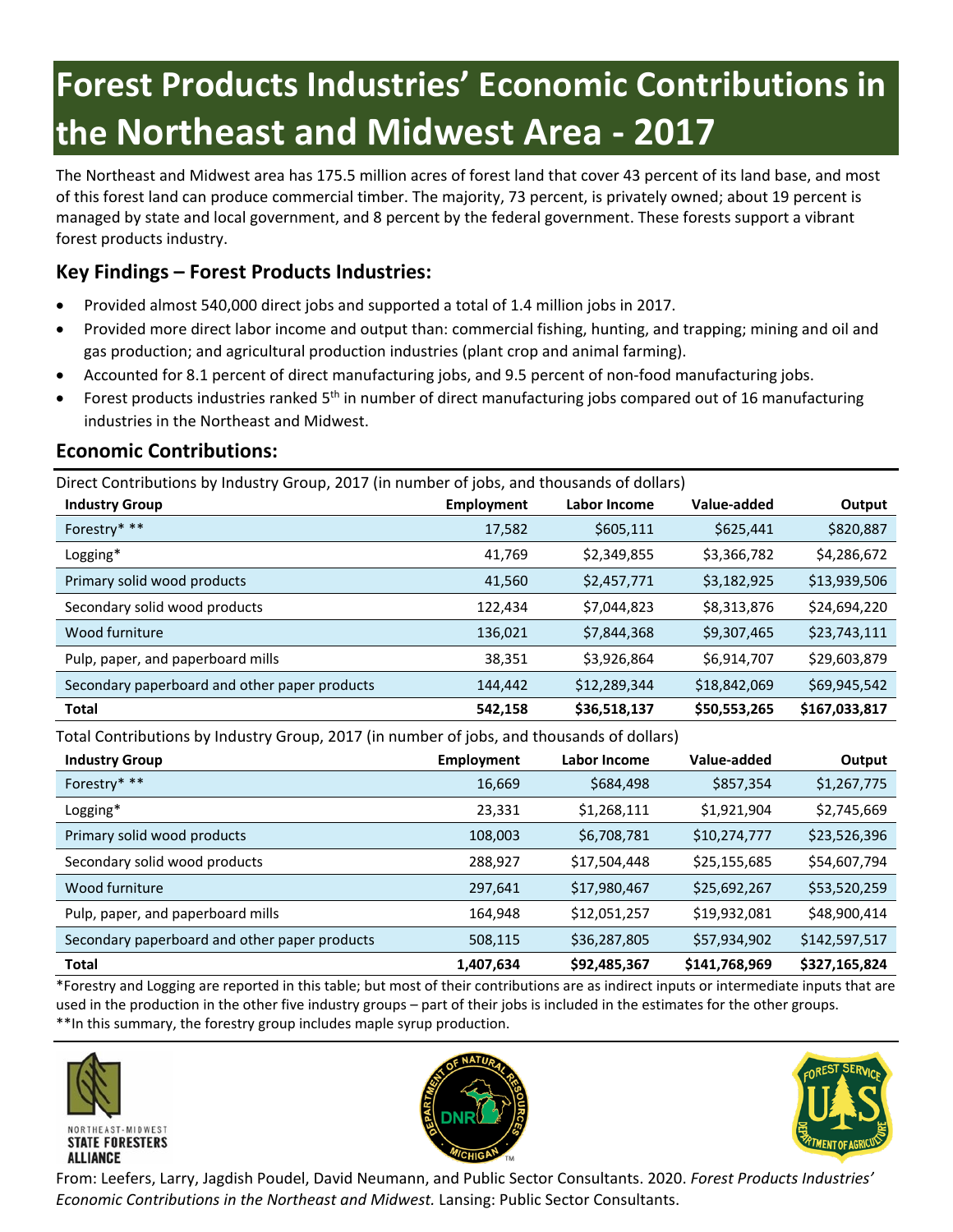# Forest Products Industries' Economic Contributions in the Northeast and Midwest Area - 2017

The Northeast and Midwest area has 175.5 million acres of forest land that cover 43 percent of its land base, and most of this forest land can produce commercial timber. The majority, 73 percent, is privately owned; about 19 percent is managed by state and local government, and 8 percent by the federal government. These forests support a vibrant forest products industry.

## Key Findings – Forest Products Industries:

- Provided almost 540,000 direct jobs and supported a total of 1.4 million jobs in 2017.
- Provided more direct labor income and output than: commercial fishing, hunting, and trapping; mining and oil and gas production; and agricultural production industries (plant crop and animal farming).
- Accounted for 8.1 percent of direct manufacturing jobs, and 9.5 percent of non-food manufacturing jobs.
- Forest products industries ranked 5th in number of direct manufacturing jobs compared out of 16 manufacturing industries in the Northeast and Midwest.

## Economic Contributions:

Direct Contributions by Industry Group, 2017 (in number of jobs, and thousands of dollars)

| Industry Group | Employment | Labor Income | Value-added | Output |
|---|---|---|---|---|
| Forestry* ** | 17,582 | $605,111 | $625,441 | $820,887 |
| Logging* | 41,769 | $2,349,855 | $3,366,782 | $4,286,672 |
| Primary solid wood products | 41,560 | $2,457,771 | $3,182,925 | $13,939,506 |
| Secondary solid wood products | 122,434 | $7,044,823 | $8,313,876 | $24,694,220 |
| Wood furniture | 136,021 | $7,844,368 | $9,307,465 | $23,743,111 |
| Pulp, paper, and paperboard mills | 38,351 | $3,926,864 | $6,914,707 | $29,603,879 |
| Secondary paperboard and other paper products | 144,442 | $12,289,344 | $18,842,069 | $69,945,542 |
| **Total** | **542,158** | **$36,518,137** | **$50,553,265** | **$167,033,817** |

Total Contributions by Industry Group, 2017 (in number of jobs, and thousands of dollars)

| Industry Group | Employment | Labor Income | Value-added | Output |
|---|---|---|---|---|
| Forestry* ** | 16,669 | $684,498 | $857,354 | $1,267,775 |
| Logging* | 23,331 | $1,268,111 | $1,921,904 | $2,745,669 |
| Primary solid wood products | 108,003 | $6,708,781 | $10,274,777 | $23,526,396 |
| Secondary solid wood products | 288,927 | $17,504,448 | $25,155,685 | $54,607,794 |
| Wood furniture | 297,641 | $17,980,467 | $25,692,267 | $53,520,259 |
| Pulp, paper, and paperboard mills | 164,948 | $12,051,257 | $19,932,081 | $48,900,414 |
| Secondary paperboard and other paper products | 508,115 | $36,287,805 | $57,934,902 | $142,597,517 |
| **Total** | **1,407,634** | **$92,485,367** | **$141,768,969** | **$327,165,824** |

*Forestry and Logging are reported in this table; but most of their contributions are as indirect inputs or intermediate inputs that are used in the production in the other five industry groups – part of their jobs is included in the estimates for the other groups.
**In this summary, the forestry group includes maple syrup production.

NORTHEAST-MIDWEST STATE FORESTERS ALLIANCE

From: Leefers, Larry, Jagdish Poudel, David Neumann, and Public Sector Consultants. 2020. *Forest Products Industries' Economic Contributions in the Northeast and Midwest.* Lansing: Public Sector Consultants.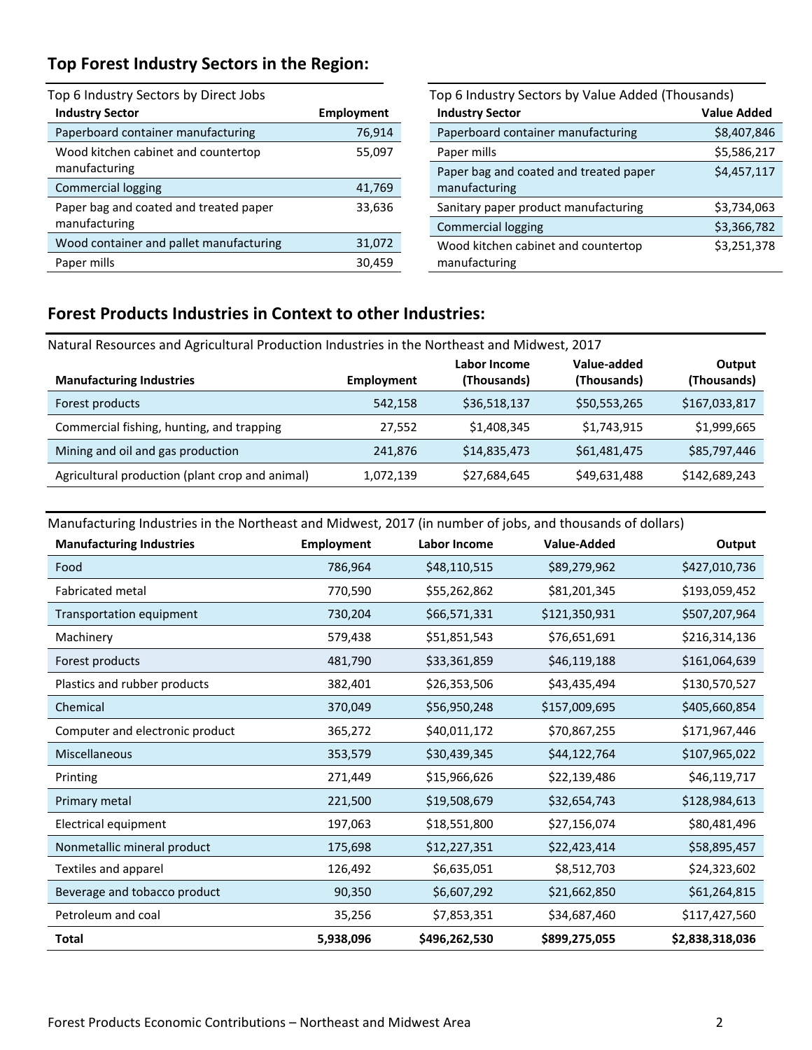## Top Forest Industry Sectors in the Region:

Top 6 Industry Sectors by Direct Jobs

| Industry Sector | Employment |
|---|---|
| Paperboard container manufacturing | 76,914 |
| Wood kitchen cabinet and countertop manufacturing | 55,097 |
| Commercial logging | 41,769 |
| Paper bag and coated and treated paper manufacturing | 33,636 |
| Wood container and pallet manufacturing | 31,072 |
| Paper mills | 30,459 |

Top 6 Industry Sectors by Value Added (Thousands)

| Industry Sector | Value Added |
|---|---|
| Paperboard container manufacturing | $8,407,846 |
| Paper mills | $5,586,217 |
| Paper bag and coated and treated paper manufacturing | $4,457,117 |
| Sanitary paper product manufacturing | $3,734,063 |
| Commercial logging | $3,366,782 |
| Wood kitchen cabinet and countertop manufacturing | $3,251,378 |

## Forest Products Industries in Context to other Industries:

Natural Resources and Agricultural Production Industries in the Northeast and Midwest, 2017

| Manufacturing Industries | Employment | Labor Income (Thousands) | Value-added (Thousands) | Output (Thousands) |
|---|---|---|---|---|
| Forest products | 542,158 | $36,518,137 | $50,553,265 | $167,033,817 |
| Commercial fishing, hunting, and trapping | 27,552 | $1,408,345 | $1,743,915 | $1,999,665 |
| Mining and oil and gas production | 241,876 | $14,835,473 | $61,481,475 | $85,797,446 |
| Agricultural production (plant crop and animal) | 1,072,139 | $27,684,645 | $49,631,488 | $142,689,243 |

Manufacturing Industries in the Northeast and Midwest, 2017 (in number of jobs, and thousands of dollars)

| Manufacturing Industries | Employment | Labor Income | Value-Added | Output |
|---|---|---|---|---|
| Food | 786,964 | $48,110,515 | $89,279,962 | $427,010,736 |
| Fabricated metal | 770,590 | $55,262,862 | $81,201,345 | $193,059,452 |
| Transportation equipment | 730,204 | $66,571,331 | $121,350,931 | $507,207,964 |
| Machinery | 579,438 | $51,851,543 | $76,651,691 | $216,314,136 |
| Forest products | 481,790 | $33,361,859 | $46,119,188 | $161,064,639 |
| Plastics and rubber products | 382,401 | $26,353,506 | $43,435,494 | $130,570,527 |
| Chemical | 370,049 | $56,950,248 | $157,009,695 | $405,660,854 |
| Computer and electronic product | 365,272 | $40,011,172 | $70,867,255 | $171,967,446 |
| Miscellaneous | 353,579 | $30,439,345 | $44,122,764 | $107,965,022 |
| Printing | 271,449 | $15,966,626 | $22,139,486 | $46,119,717 |
| Primary metal | 221,500 | $19,508,679 | $32,654,743 | $128,984,613 |
| Electrical equipment | 197,063 | $18,551,800 | $27,156,074 | $80,481,496 |
| Nonmetallic mineral product | 175,698 | $12,227,351 | $22,423,414 | $58,895,457 |
| Textiles and apparel | 126,492 | $6,635,051 | $8,512,703 | $24,323,602 |
| Beverage and tobacco product | 90,350 | $6,607,292 | $21,662,850 | $61,264,815 |
| Petroleum and coal | 35,256 | $7,853,351 | $34,687,460 | $117,427,560 |
| **Total** | **5,938,096** | **$496,262,530** | **$899,275,055** | **$2,838,318,036** |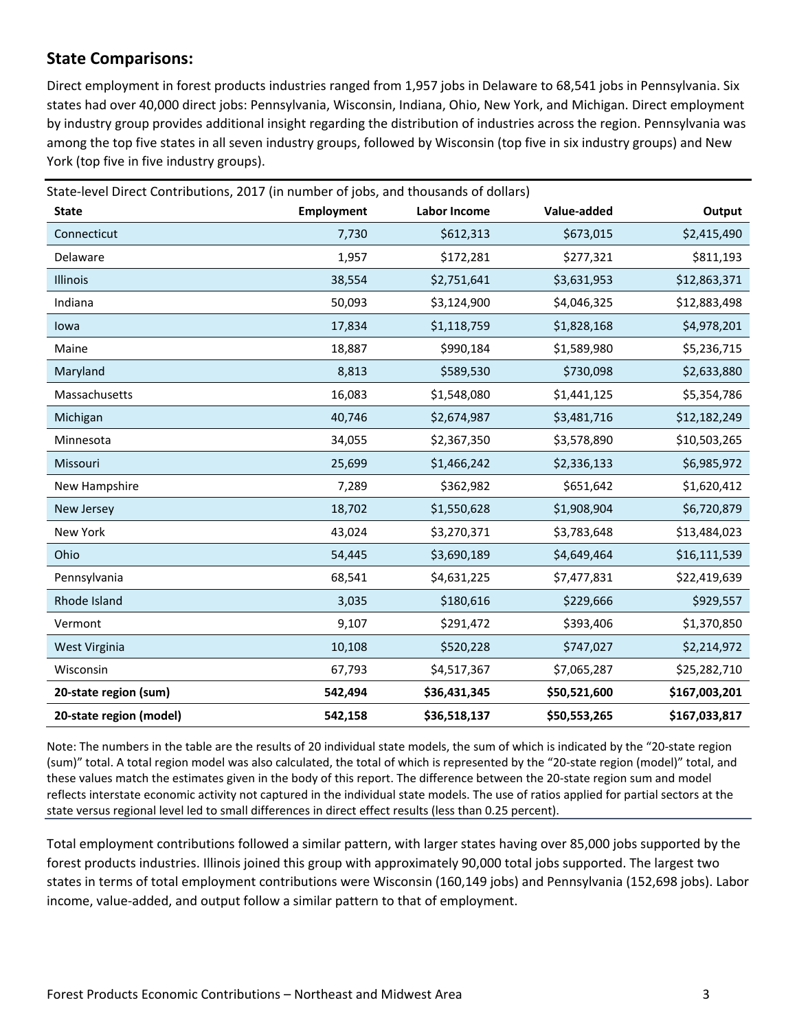## State Comparisons:

Direct employment in forest products industries ranged from 1,957 jobs in Delaware to 68,541 jobs in Pennsylvania. Six states had over 40,000 direct jobs: Pennsylvania, Wisconsin, Indiana, Ohio, New York, and Michigan. Direct employment by industry group provides additional insight regarding the distribution of industries across the region. Pennsylvania was among the top five states in all seven industry groups, followed by Wisconsin (top five in six industry groups) and New York (top five in five industry groups).

State-level Direct Contributions, 2017 (in number of jobs, and thousands of dollars)

| State | Employment | Labor Income | Value-added | Output |
|---|---:|---:|---:|---:|
| Connecticut | 7,730 | $612,313 | $673,015 | $2,415,490 |
| Delaware | 1,957 | $172,281 | $277,321 | $811,193 |
| Illinois | 38,554 | $2,751,641 | $3,631,953 | $12,863,371 |
| Indiana | 50,093 | $3,124,900 | $4,046,325 | $12,883,498 |
| Iowa | 17,834 | $1,118,759 | $1,828,168 | $4,978,201 |
| Maine | 18,887 | $990,184 | $1,589,980 | $5,236,715 |
| Maryland | 8,813 | $589,530 | $730,098 | $2,633,880 |
| Massachusetts | 16,083 | $1,548,080 | $1,441,125 | $5,354,786 |
| Michigan | 40,746 | $2,674,987 | $3,481,716 | $12,182,249 |
| Minnesota | 34,055 | $2,367,350 | $3,578,890 | $10,503,265 |
| Missouri | 25,699 | $1,466,242 | $2,336,133 | $6,985,972 |
| New Hampshire | 7,289 | $362,982 | $651,642 | $1,620,412 |
| New Jersey | 18,702 | $1,550,628 | $1,908,904 | $6,720,879 |
| New York | 43,024 | $3,270,371 | $3,783,648 | $13,484,023 |
| Ohio | 54,445 | $3,690,189 | $4,649,464 | $16,111,539 |
| Pennsylvania | 68,541 | $4,631,225 | $7,477,831 | $22,419,639 |
| Rhode Island | 3,035 | $180,616 | $229,666 | $929,557 |
| Vermont | 9,107 | $291,472 | $393,406 | $1,370,850 |
| West Virginia | 10,108 | $520,228 | $747,027 | $2,214,972 |
| Wisconsin | 67,793 | $4,517,367 | $7,065,287 | $25,282,710 |
| **20-state region (sum)** | **542,494** | **$36,431,345** | **$50,521,600** | **$167,003,201** |
| **20-state region (model)** | **542,158** | **$36,518,137** | **$50,553,265** | **$167,033,817** |

Note: The numbers in the table are the results of 20 individual state models, the sum of which is indicated by the "20-state region (sum)" total. A total region model was also calculated, the total of which is represented by the "20-state region (model)" total, and these values match the estimates given in the body of this report. The difference between the 20-state region sum and model reflects interstate economic activity not captured in the individual state models. The use of ratios applied for partial sectors at the state versus regional level led to small differences in direct effect results (less than 0.25 percent).

Total employment contributions followed a similar pattern, with larger states having over 85,000 jobs supported by the forest products industries. Illinois joined this group with approximately 90,000 total jobs supported. The largest two states in terms of total employment contributions were Wisconsin (160,149 jobs) and Pennsylvania (152,698 jobs). Labor income, value-added, and output follow a similar pattern to that of employment.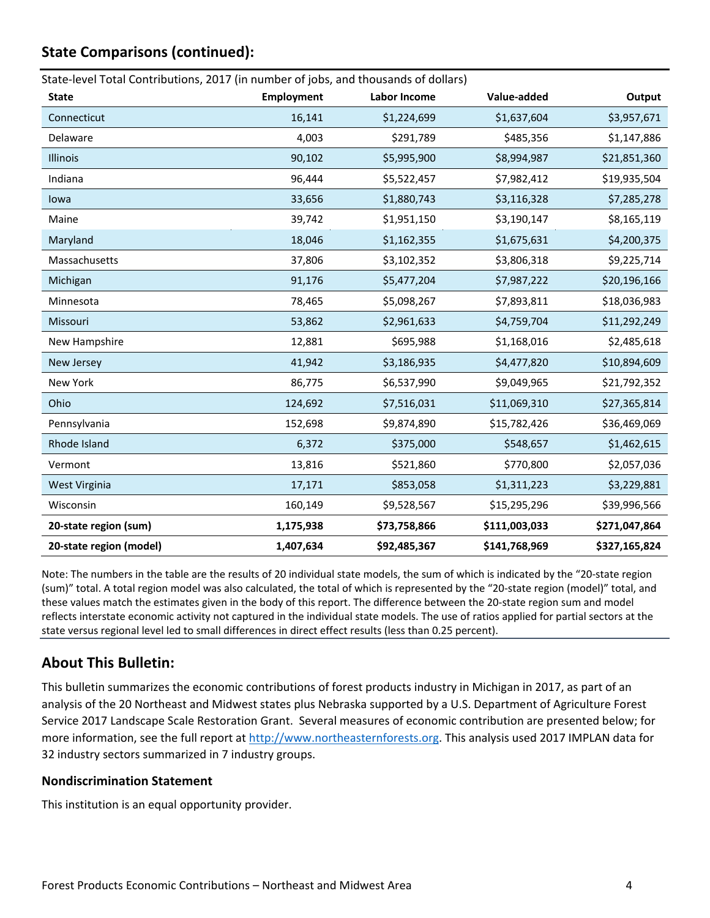## State Comparisons (continued):

State-level Total Contributions, 2017 (in number of jobs, and thousands of dollars)

| State | Employment | Labor Income | Value-added | Output |
|---|---|---|---|---|
| Connecticut | 16,141 | $1,224,699 | $1,637,604 | $3,957,671 |
| Delaware | 4,003 | $291,789 | $485,356 | $1,147,886 |
| Illinois | 90,102 | $5,995,900 | $8,994,987 | $21,851,360 |
| Indiana | 96,444 | $5,522,457 | $7,982,412 | $19,935,504 |
| Iowa | 33,656 | $1,880,743 | $3,116,328 | $7,285,278 |
| Maine | 39,742 | $1,951,150 | $3,190,147 | $8,165,119 |
| Maryland | 18,046 | $1,162,355 | $1,675,631 | $4,200,375 |
| Massachusetts | 37,806 | $3,102,352 | $3,806,318 | $9,225,714 |
| Michigan | 91,176 | $5,477,204 | $7,987,222 | $20,196,166 |
| Minnesota | 78,465 | $5,098,267 | $7,893,811 | $18,036,983 |
| Missouri | 53,862 | $2,961,633 | $4,759,704 | $11,292,249 |
| New Hampshire | 12,881 | $695,988 | $1,168,016 | $2,485,618 |
| New Jersey | 41,942 | $3,186,935 | $4,477,820 | $10,894,609 |
| New York | 86,775 | $6,537,990 | $9,049,965 | $21,792,352 |
| Ohio | 124,692 | $7,516,031 | $11,069,310 | $27,365,814 |
| Pennsylvania | 152,698 | $9,874,890 | $15,782,426 | $36,469,069 |
| Rhode Island | 6,372 | $375,000 | $548,657 | $1,462,615 |
| Vermont | 13,816 | $521,860 | $770,800 | $2,057,036 |
| West Virginia | 17,171 | $853,058 | $1,311,223 | $3,229,881 |
| Wisconsin | 160,149 | $9,528,567 | $15,295,296 | $39,996,566 |
| **20-state region (sum)** | **1,175,938** | **$73,758,866** | **$111,003,033** | **$271,047,864** |
| **20-state region (model)** | **1,407,634** | **$92,485,367** | **$141,768,969** | **$327,165,824** |

Note: The numbers in the table are the results of 20 individual state models, the sum of which is indicated by the "20-state region (sum)" total. A total region model was also calculated, the total of which is represented by the "20-state region (model)" total, and these values match the estimates given in the body of this report. The difference between the 20-state region sum and model reflects interstate economic activity not captured in the individual state models. The use of ratios applied for partial sectors at the state versus regional level led to small differences in direct effect results (less than 0.25 percent).

## About This Bulletin:

This bulletin summarizes the economic contributions of forest products industry in Michigan in 2017, as part of an analysis of the 20 Northeast and Midwest states plus Nebraska supported by a U.S. Department of Agriculture Forest Service 2017 Landscape Scale Restoration Grant. Several measures of economic contribution are presented below; for more information, see the full report at http://www.northeasternforests.org. This analysis used 2017 IMPLAN data for 32 industry sectors summarized in 7 industry groups.

### Nondiscrimination Statement

This institution is an equal opportunity provider.